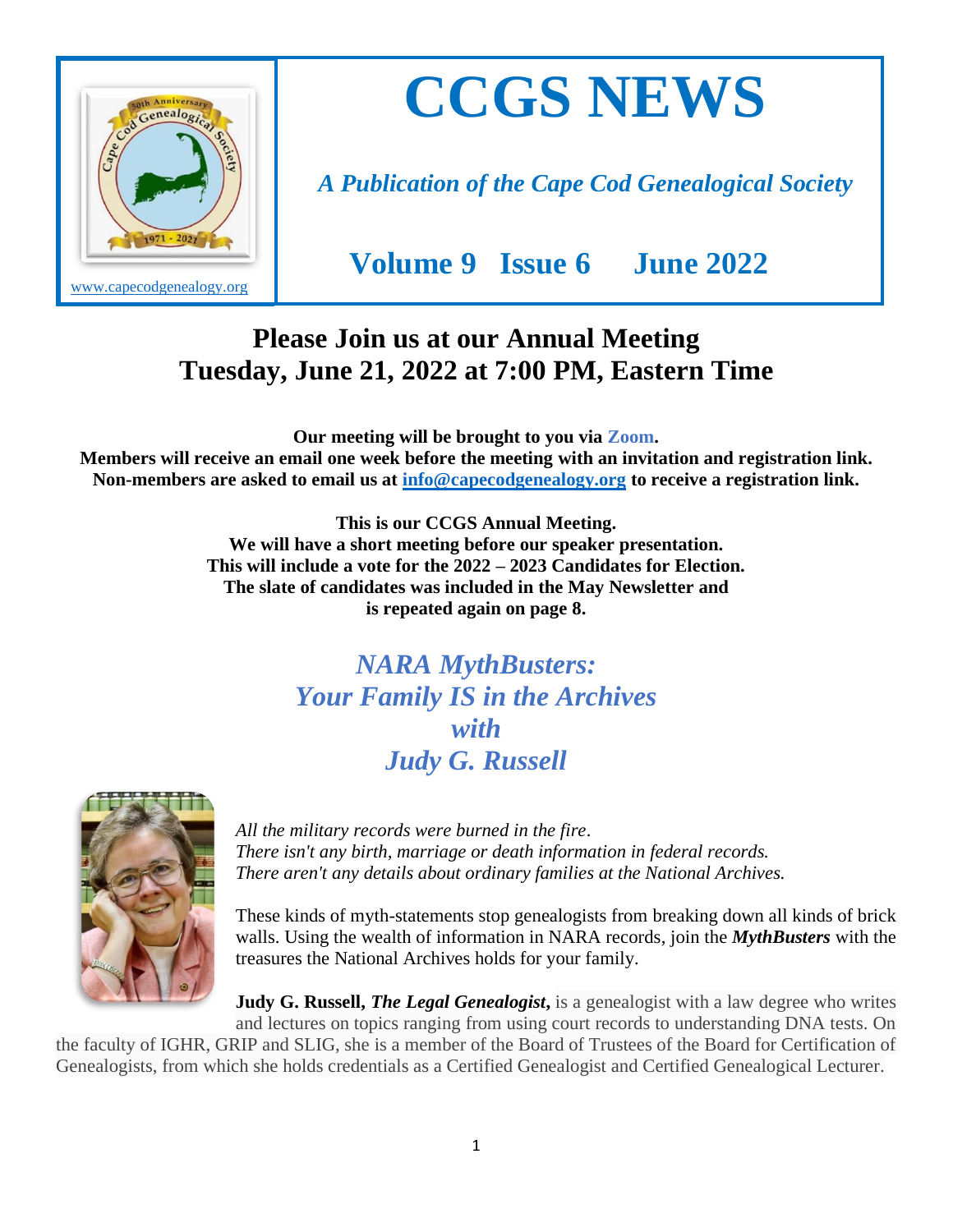www.capecodgenealogy.org

# CCGS NEWS

*A Publication of the Cape Cod Genealogical Society*

**Volume 9 Issue 6 June 2022**

## Please Join us at our Annual Meeting Tuesday, June 21, 2022 at 7:00 PM, Eastern Time

**Our meeting will be brought to you via Zoom.**
**Members will receive an email one week before the meeting with an invitation and registration link.**
**Non-members are asked to email us at [info@capecodgenealogy.org](mailto:info@capecodgenealogy.org) to receive a registration link.**

**This is our CCGS Annual Meeting.**
**We will have a short meeting before our speaker presentation.**
**This will include a vote for the 2022 – 2023 Candidates for Election.**
**The slate of candidates was included in the May Newsletter and is repeated again on page 8.**

## *NARA MythBusters: Your Family IS in the Archives with Judy G. Russell*

*All the military records were burned in the fire.*
*There isn't any birth, marriage or death information in federal records.*
*There aren't any details about ordinary families at the National Archives.*

These kinds of myth-statements stop genealogists from breaking down all kinds of brick walls. Using the wealth of information in NARA records, join the ***MythBusters*** with the treasures the National Archives holds for your family.

**Judy G. Russell, *The Legal Genealogist*,** is a genealogist with a law degree who writes and lectures on topics ranging from using court records to understanding DNA tests. On the faculty of IGHR, GRIP and SLIG, she is a member of the Board of Trustees of the Board for Certification of Genealogists, from which she holds credentials as a Certified Genealogist and Certified Genealogical Lecturer.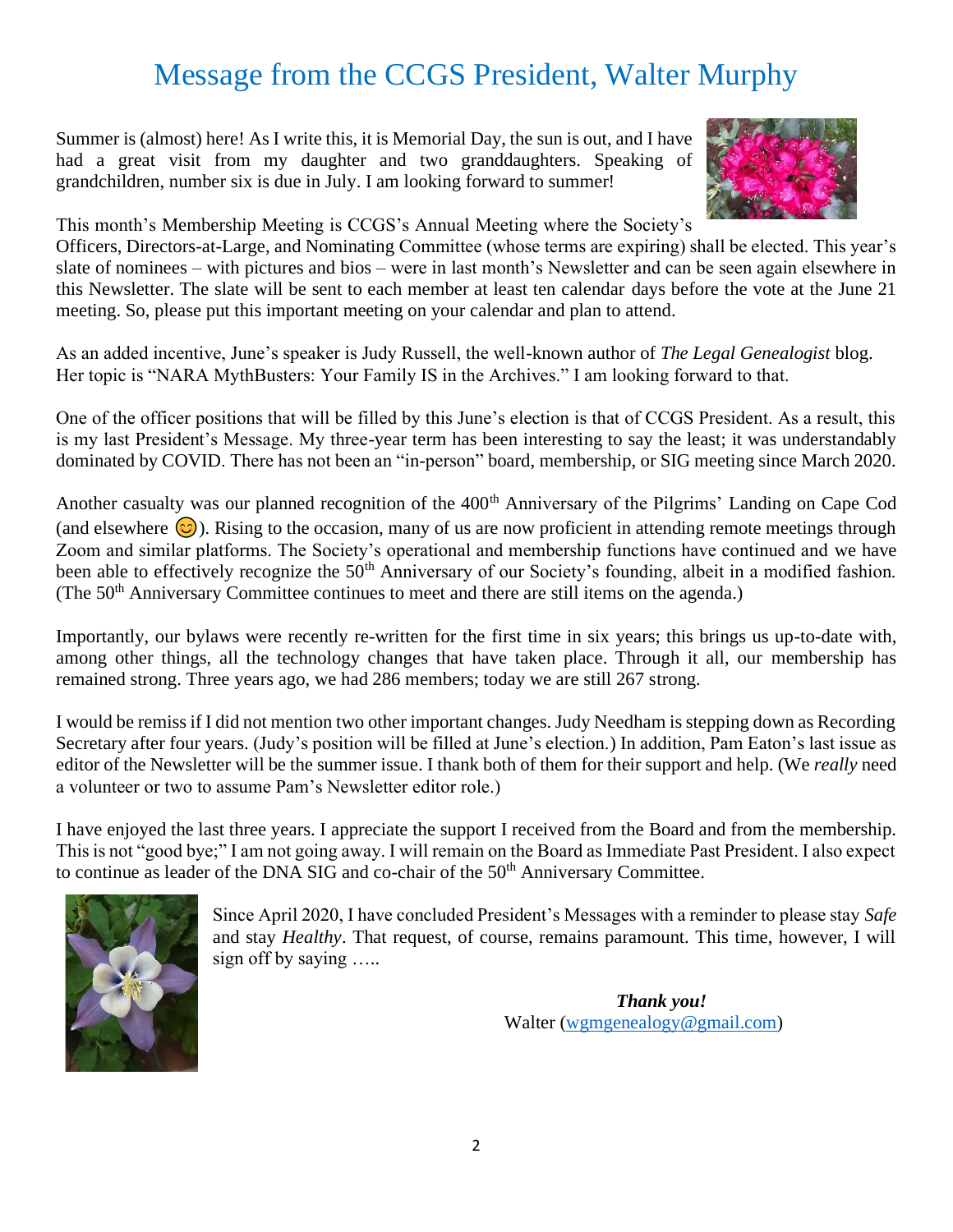# Message from the CCGS President, Walter Murphy

Summer is (almost) here! As I write this, it is Memorial Day, the sun is out, and I have had a great visit from my daughter and two granddaughters. Speaking of grandchildren, number six is due in July. I am looking forward to summer!

This month's Membership Meeting is CCGS's Annual Meeting where the Society's Officers, Directors-at-Large, and Nominating Committee (whose terms are expiring) shall be elected. This year's slate of nominees – with pictures and bios – were in last month's Newsletter and can be seen again elsewhere in this Newsletter. The slate will be sent to each member at least ten calendar days before the vote at the June 21 meeting. So, please put this important meeting on your calendar and plan to attend.

As an added incentive, June's speaker is Judy Russell, the well-known author of *The Legal Genealogist* blog. Her topic is "NARA MythBusters: Your Family IS in the Archives." I am looking forward to that.

One of the officer positions that will be filled by this June's election is that of CCGS President. As a result, this is my last President's Message. My three-year term has been interesting to say the least; it was understandably dominated by COVID. There has not been an "in-person" board, membership, or SIG meeting since March 2020.

Another casualty was our planned recognition of the 400th Anniversary of the Pilgrims' Landing on Cape Cod (and elsewhere 😊). Rising to the occasion, many of us are now proficient in attending remote meetings through Zoom and similar platforms. The Society's operational and membership functions have continued and we have been able to effectively recognize the 50th Anniversary of our Society's founding, albeit in a modified fashion. (The 50th Anniversary Committee continues to meet and there are still items on the agenda.)

Importantly, our bylaws were recently re-written for the first time in six years; this brings us up-to-date with, among other things, all the technology changes that have taken place. Through it all, our membership has remained strong. Three years ago, we had 286 members; today we are still 267 strong.

I would be remiss if I did not mention two other important changes. Judy Needham is stepping down as Recording Secretary after four years. (Judy's position will be filled at June's election.) In addition, Pam Eaton's last issue as editor of the Newsletter will be the summer issue. I thank both of them for their support and help. (We *really* need a volunteer or two to assume Pam's Newsletter editor role.)

I have enjoyed the last three years. I appreciate the support I received from the Board and from the membership. This is not "good bye;" I am not going away. I will remain on the Board as Immediate Past President. I also expect to continue as leader of the DNA SIG and co-chair of the 50th Anniversary Committee.

Since April 2020, I have concluded President's Messages with a reminder to please stay *Safe* and stay *Healthy*. That request, of course, remains paramount. This time, however, I will sign off by saying …..

***Thank you!***
Walter (wgmgenealogy@gmail.com)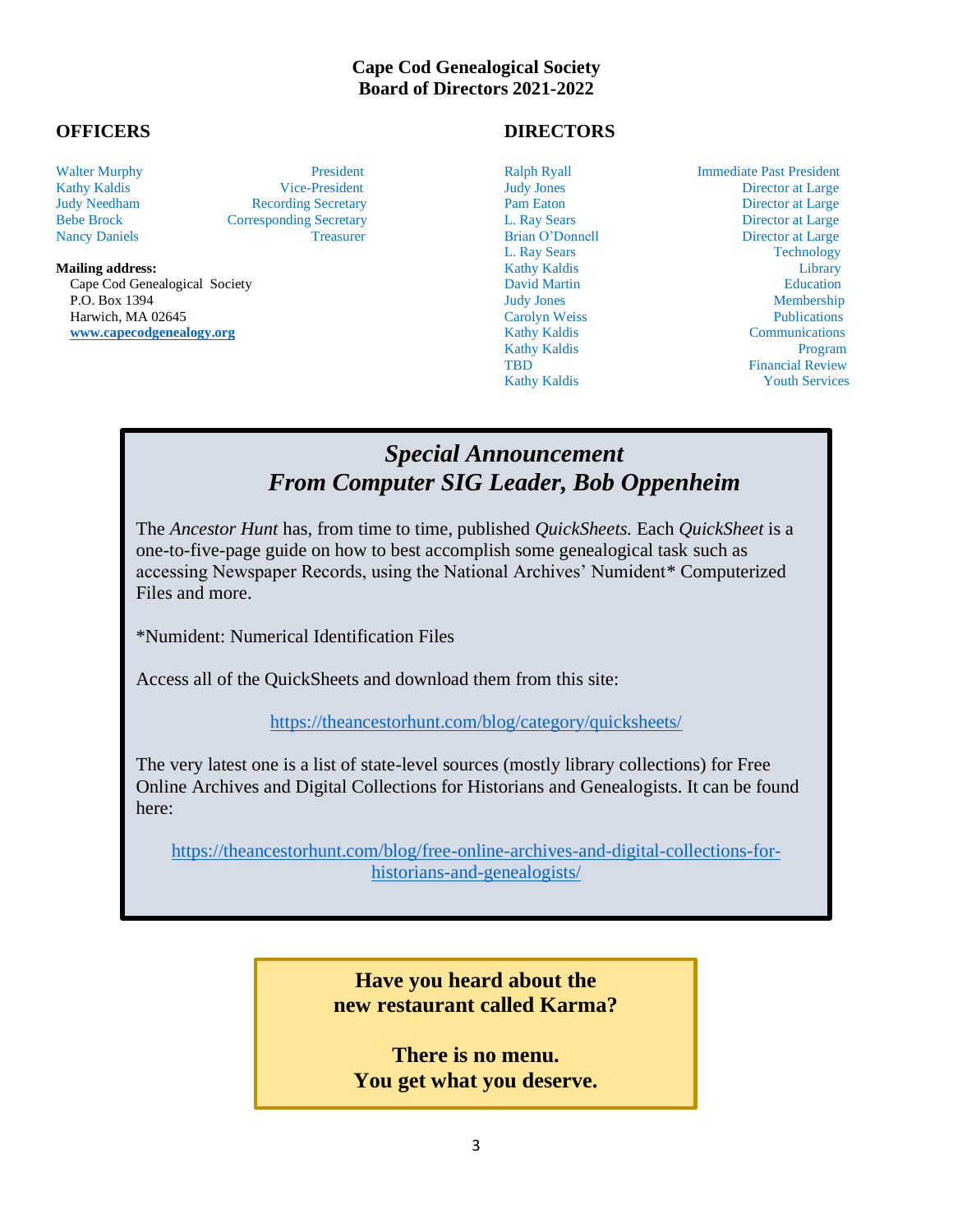# Cape Cod Genealogical Society
# Board of Directors 2021-2022

## OFFICERS

| Name | Position |
|---|---|
| Walter Murphy | President |
| Kathy Kaldis | Vice-President |
| Judy Needham | Recording Secretary |
| Bebe Brock | Corresponding Secretary |
| Nancy Daniels | Treasurer |

**Mailing address:**
Cape Cod Genealogical Society
P.O. Box 1394
Harwich, MA 02645
**www.capecodgenealogy.org**

## DIRECTORS

| Name | Position |
|---|---|
| Ralph Ryall | Immediate Past President |
| Judy Jones | Director at Large |
| Pam Eaton | Director at Large |
| L. Ray Sears | Director at Large |
| Brian O'Donnell | Director at Large |
| L. Ray Sears | Technology |
| Kathy Kaldis | Library |
| David Martin | Education |
| Judy Jones | Membership |
| Carolyn Weiss | Publications |
| Kathy Kaldis | Communications |
| Kathy Kaldis | Program |
| TBD | Financial Review |
| Kathy Kaldis | Youth Services |

## *Special Announcement*
## *From Computer SIG Leader, Bob Oppenheim*

The *Ancestor Hunt* has, from time to time, published *QuickSheets.* Each *QuickSheet* is a one-to-five-page guide on how to best accomplish some genealogical task such as accessing Newspaper Records, using the National Archives' Numident* Computerized Files and more.

*Numident: Numerical Identification Files

Access all of the QuickSheets and download them from this site:

https://theancestorhunt.com/blog/category/quicksheets/

The very latest one is a list of state-level sources (mostly library collections) for Free Online Archives and Digital Collections for Historians and Genealogists. It can be found here:

https://theancestorhunt.com/blog/free-online-archives-and-digital-collections-for-historians-and-genealogists/

**Have you heard about the new restaurant called Karma?**

**There is no menu. You get what you deserve.**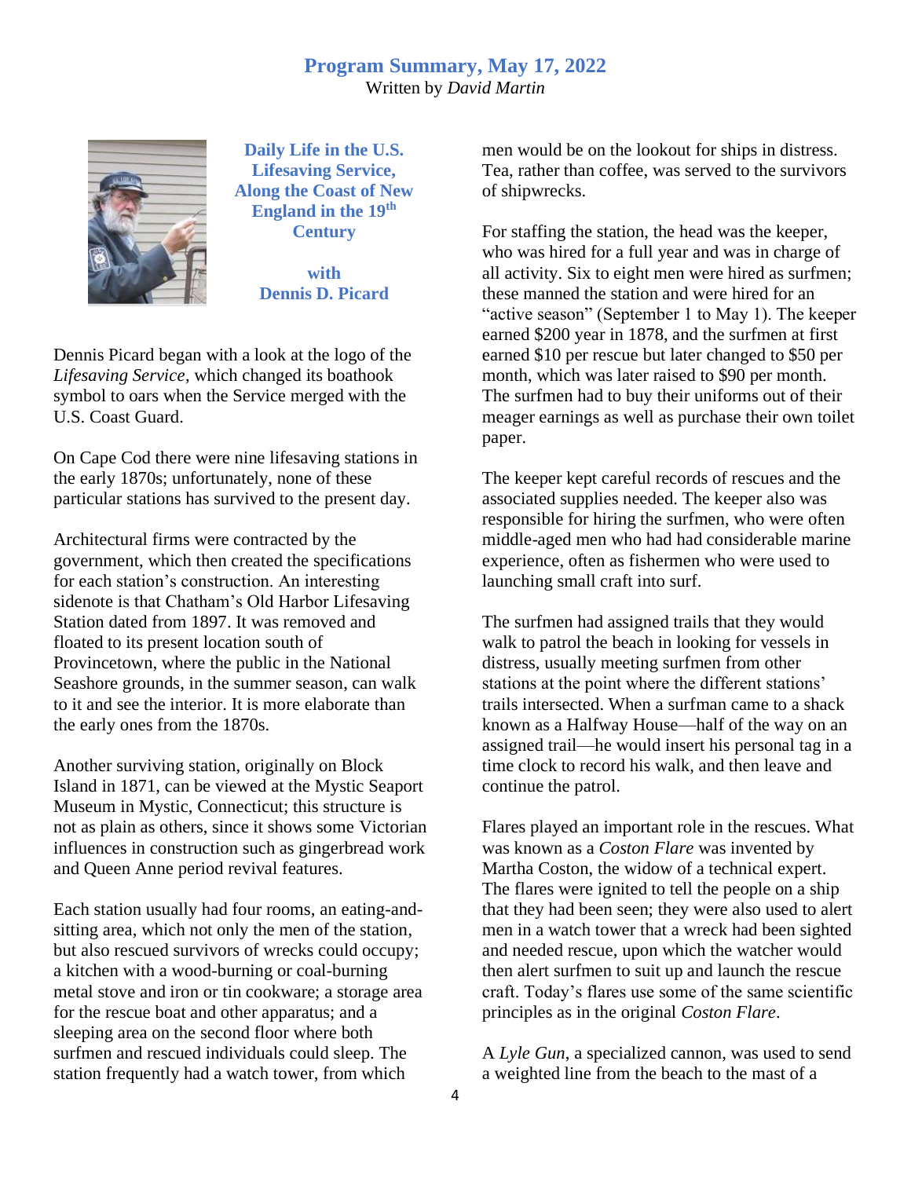## Program Summary, May 17, 2022

Written by *David Martin*

### Daily Life in the U.S. Lifesaving Service, Along the Coast of New England in the 19th Century

**with Dennis D. Picard**

Dennis Picard began with a look at the logo of the *Lifesaving Service*, which changed its boathook symbol to oars when the Service merged with the U.S. Coast Guard.

On Cape Cod there were nine lifesaving stations in the early 1870s; unfortunately, none of these particular stations has survived to the present day.

Architectural firms were contracted by the government, which then created the specifications for each station's construction. An interesting sidenote is that Chatham's Old Harbor Lifesaving Station dated from 1897. It was removed and floated to its present location south of Provincetown, where the public in the National Seashore grounds, in the summer season, can walk to it and see the interior. It is more elaborate than the early ones from the 1870s.

Another surviving station, originally on Block Island in 1871, can be viewed at the Mystic Seaport Museum in Mystic, Connecticut; this structure is not as plain as others, since it shows some Victorian influences in construction such as gingerbread work and Queen Anne period revival features.

Each station usually had four rooms, an eating-and-sitting area, which not only the men of the station, but also rescued survivors of wrecks could occupy; a kitchen with a wood-burning or coal-burning metal stove and iron or tin cookware; a storage area for the rescue boat and other apparatus; and a sleeping area on the second floor where both surfmen and rescued individuals could sleep. The station frequently had a watch tower, from which men would be on the lookout for ships in distress. Tea, rather than coffee, was served to the survivors of shipwrecks.

For staffing the station, the head was the keeper, who was hired for a full year and was in charge of all activity. Six to eight men were hired as surfmen; these manned the station and were hired for an "active season" (September 1 to May 1). The keeper earned $200 year in 1878, and the surfmen at first earned $10 per rescue but later changed to $50 per month, which was later raised to $90 per month. The surfmen had to buy their uniforms out of their meager earnings as well as purchase their own toilet paper.

The keeper kept careful records of rescues and the associated supplies needed. The keeper also was responsible for hiring the surfmen, who were often middle-aged men who had had considerable marine experience, often as fishermen who were used to launching small craft into surf.

The surfmen had assigned trails that they would walk to patrol the beach in looking for vessels in distress, usually meeting surfmen from other stations at the point where the different stations' trails intersected. When a surfman came to a shack known as a Halfway House—half of the way on an assigned trail—he would insert his personal tag in a time clock to record his walk, and then leave and continue the patrol.

Flares played an important role in the rescues. What was known as a *Coston Flare* was invented by Martha Coston, the widow of a technical expert. The flares were ignited to tell the people on a ship that they had been seen; they were also used to alert men in a watch tower that a wreck had been sighted and needed rescue, upon which the watcher would then alert surfmen to suit up and launch the rescue craft. Today's flares use some of the same scientific principles as in the original *Coston Flare*.

A *Lyle Gun*, a specialized cannon, was used to send a weighted line from the beach to the mast of a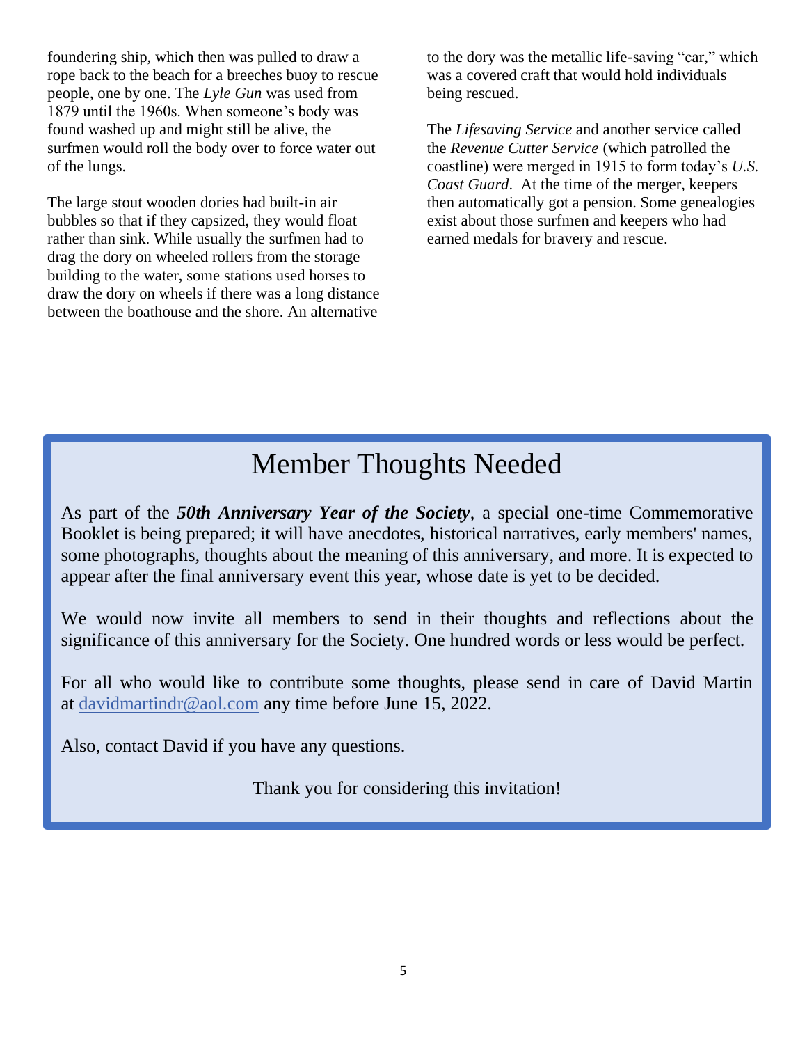foundering ship, which then was pulled to draw a rope back to the beach for a breeches buoy to rescue people, one by one. The *Lyle Gun* was used from 1879 until the 1960s. When someone's body was found washed up and might still be alive, the surfmen would roll the body over to force water out of the lungs.

The large stout wooden dories had built-in air bubbles so that if they capsized, they would float rather than sink. While usually the surfmen had to drag the dory on wheeled rollers from the storage building to the water, some stations used horses to draw the dory on wheels if there was a long distance between the boathouse and the shore. An alternative to the dory was the metallic life-saving "car," which was a covered craft that would hold individuals being rescued.

The *Lifesaving Service* and another service called the *Revenue Cutter Service* (which patrolled the coastline) were merged in 1915 to form today's *U.S. Coast Guard*. At the time of the merger, keepers then automatically got a pension. Some genealogies exist about those surfmen and keepers who had earned medals for bravery and rescue.

# Member Thoughts Needed

As part of the ***50th Anniversary Year of the Society***, a special one-time Commemorative Booklet is being prepared; it will have anecdotes, historical narratives, early members' names, some photographs, thoughts about the meaning of this anniversary, and more. It is expected to appear after the final anniversary event this year, whose date is yet to be decided.

We would now invite all members to send in their thoughts and reflections about the significance of this anniversary for the Society. One hundred words or less would be perfect.

For all who would like to contribute some thoughts, please send in care of David Martin at davidmartindr@aol.com any time before June 15, 2022.

Also, contact David if you have any questions.

Thank you for considering this invitation!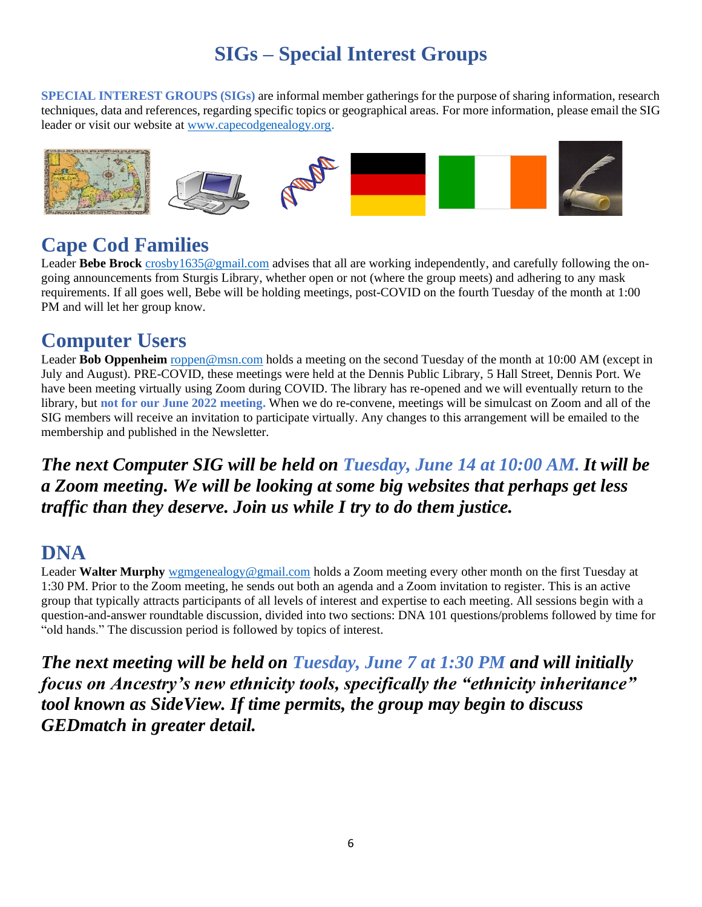# SIGs – Special Interest Groups

**SPECIAL INTEREST GROUPS (SIGs)** are informal member gatherings for the purpose of sharing information, research techniques, data and references, regarding specific topics or geographical areas. For more information, please email the SIG leader or visit our website at www.capecodgenealogy.org.

## Cape Cod Families

Leader **Bebe Brock** crosby1635@gmail.com advises that all are working independently, and carefully following the on-going announcements from Sturgis Library, whether open or not (where the group meets) and adhering to any mask requirements. If all goes well, Bebe will be holding meetings, post-COVID on the fourth Tuesday of the month at 1:00 PM and will let her group know.

## Computer Users

Leader **Bob Oppenheim** roppen@msn.com holds a meeting on the second Tuesday of the month at 10:00 AM (except in July and August). PRE-COVID, these meetings were held at the Dennis Public Library, 5 Hall Street, Dennis Port. We have been meeting virtually using Zoom during COVID. The library has re-opened and we will eventually return to the library, but **not for our June 2022 meeting.** When we do re-convene, meetings will be simulcast on Zoom and all of the SIG members will receive an invitation to participate virtually. Any changes to this arrangement will be emailed to the membership and published in the Newsletter.

***The next Computer SIG will be held on Tuesday, June 14 at 10:00 AM. It will be a Zoom meeting. We will be looking at some big websites that perhaps get less traffic than they deserve. Join us while I try to do them justice.***

## DNA

Leader **Walter Murphy** wgmgenealogy@gmail.com holds a Zoom meeting every other month on the first Tuesday at 1:30 PM. Prior to the Zoom meeting, he sends out both an agenda and a Zoom invitation to register. This is an active group that typically attracts participants of all levels of interest and expertise to each meeting. All sessions begin with a question-and-answer roundtable discussion, divided into two sections: DNA 101 questions/problems followed by time for "old hands." The discussion period is followed by topics of interest.

***The next meeting will be held on Tuesday, June 7 at 1:30 PM and will initially focus on Ancestry's new ethnicity tools, specifically the "ethnicity inheritance" tool known as SideView. If time permits, the group may begin to discuss GEDmatch in greater detail.***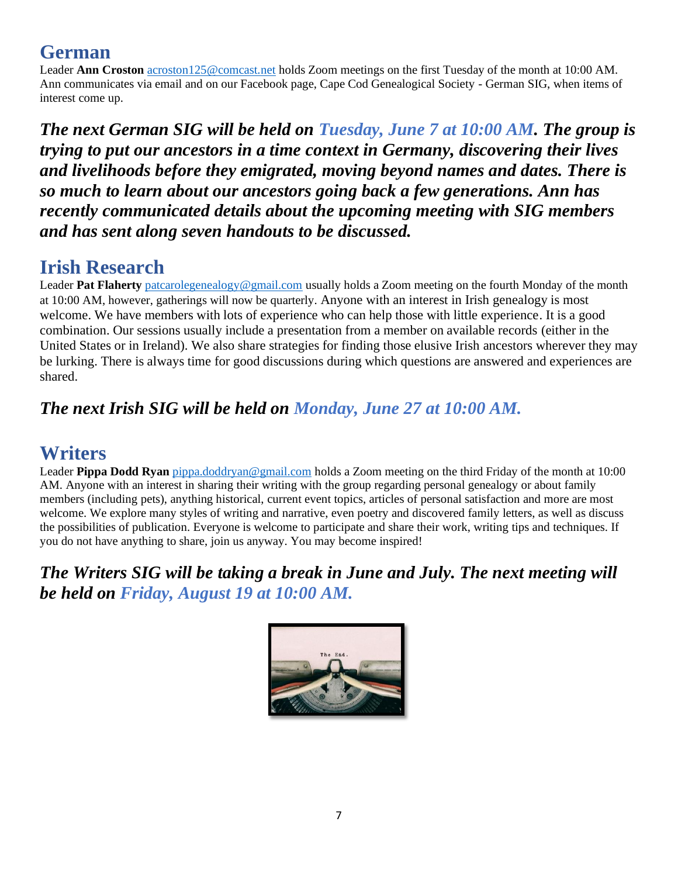## German

Leader **Ann Croston** acroston125@comcast.net holds Zoom meetings on the first Tuesday of the month at 10:00 AM. Ann communicates via email and on our Facebook page, Cape Cod Genealogical Society - German SIG, when items of interest come up.

***The next German SIG will be held on Tuesday, June 7 at 10:00 AM. The group is trying to put our ancestors in a time context in Germany, discovering their lives and livelihoods before they emigrated, moving beyond names and dates. There is so much to learn about our ancestors going back a few generations. Ann has recently communicated details about the upcoming meeting with SIG members and has sent along seven handouts to be discussed.***

## Irish Research

Leader **Pat Flaherty** patcarolegenealogy@gmail.com usually holds a Zoom meeting on the fourth Monday of the month at 10:00 AM, however, gatherings will now be quarterly. Anyone with an interest in Irish genealogy is most welcome. We have members with lots of experience who can help those with little experience. It is a good combination. Our sessions usually include a presentation from a member on available records (either in the United States or in Ireland). We also share strategies for finding those elusive Irish ancestors wherever they may be lurking. There is always time for good discussions during which questions are answered and experiences are shared.

***The next Irish SIG will be held on Monday, June 27 at 10:00 AM.***

## Writers

Leader **Pippa Dodd Ryan** pippa.doddryan@gmail.com holds a Zoom meeting on the third Friday of the month at 10:00 AM. Anyone with an interest in sharing their writing with the group regarding personal genealogy or about family members (including pets), anything historical, current event topics, articles of personal satisfaction and more are most welcome. We explore many styles of writing and narrative, even poetry and discovered family letters, as well as discuss the possibilities of publication. Everyone is welcome to participate and share their work, writing tips and techniques. If you do not have anything to share, join us anyway. You may become inspired!

***The Writers SIG will be taking a break in June and July. The next meeting will be held on Friday, August 19 at 10:00 AM.***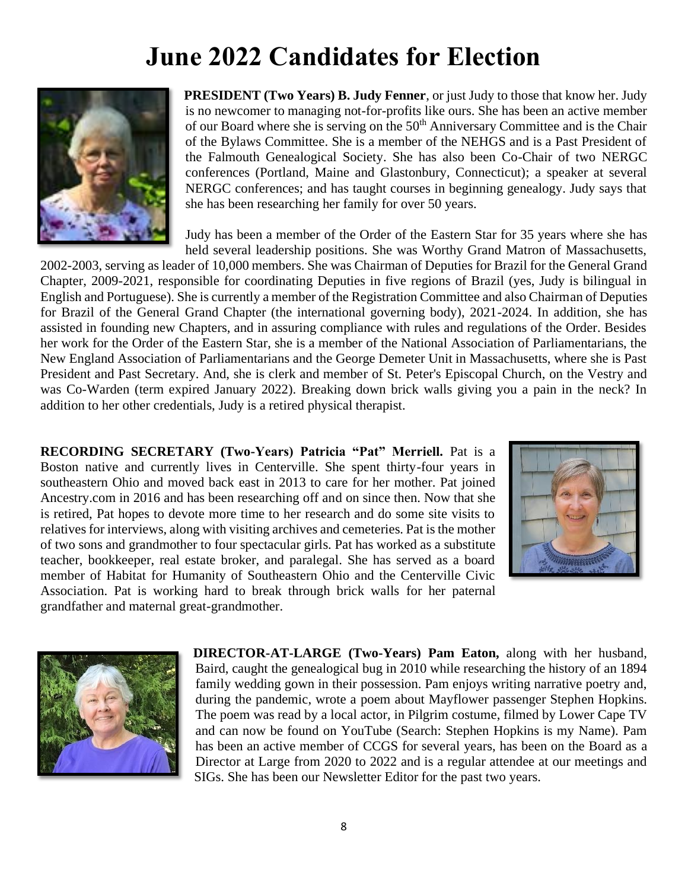# June 2022 Candidates for Election

**PRESIDENT (Two Years) B. Judy Fenner**, or just Judy to those that know her. Judy is no newcomer to managing not-for-profits like ours. She has been an active member of our Board where she is serving on the 50th Anniversary Committee and is the Chair of the Bylaws Committee. She is a member of the NEHGS and is a Past President of the Falmouth Genealogical Society. She has also been Co-Chair of two NERGC conferences (Portland, Maine and Glastonbury, Connecticut); a speaker at several NERGC conferences; and has taught courses in beginning genealogy. Judy says that she has been researching her family for over 50 years.

Judy has been a member of the Order of the Eastern Star for 35 years where she has held several leadership positions. She was Worthy Grand Matron of Massachusetts, 2002-2003, serving as leader of 10,000 members. She was Chairman of Deputies for Brazil for the General Grand Chapter, 2009-2021, responsible for coordinating Deputies in five regions of Brazil (yes, Judy is bilingual in English and Portuguese). She is currently a member of the Registration Committee and also Chairman of Deputies for Brazil of the General Grand Chapter (the international governing body), 2021-2024. In addition, she has assisted in founding new Chapters, and in assuring compliance with rules and regulations of the Order. Besides her work for the Order of the Eastern Star, she is a member of the National Association of Parliamentarians, the New England Association of Parliamentarians and the George Demeter Unit in Massachusetts, where she is Past President and Past Secretary. And, she is clerk and member of St. Peter's Episcopal Church, on the Vestry and was Co-Warden (term expired January 2022). Breaking down brick walls giving you a pain in the neck? In addition to her other credentials, Judy is a retired physical therapist.

**RECORDING SECRETARY (Two-Years) Patricia "Pat" Merriell.** Pat is a Boston native and currently lives in Centerville. She spent thirty-four years in southeastern Ohio and moved back east in 2013 to care for her mother. Pat joined Ancestry.com in 2016 and has been researching off and on since then. Now that she is retired, Pat hopes to devote more time to her research and do some site visits to relatives for interviews, along with visiting archives and cemeteries. Pat is the mother of two sons and grandmother to four spectacular girls. Pat has worked as a substitute teacher, bookkeeper, real estate broker, and paralegal. She has served as a board member of Habitat for Humanity of Southeastern Ohio and the Centerville Civic Association. Pat is working hard to break through brick walls for her paternal grandfather and maternal great-grandmother.

**DIRECTOR-AT-LARGE (Two-Years) Pam Eaton,** along with her husband, Baird, caught the genealogical bug in 2010 while researching the history of an 1894 family wedding gown in their possession. Pam enjoys writing narrative poetry and, during the pandemic, wrote a poem about Mayflower passenger Stephen Hopkins. The poem was read by a local actor, in Pilgrim costume, filmed by Lower Cape TV and can now be found on YouTube (Search: Stephen Hopkins is my Name). Pam has been an active member of CCGS for several years, has been on the Board as a Director at Large from 2020 to 2022 and is a regular attendee at our meetings and SIGs. She has been our Newsletter Editor for the past two years.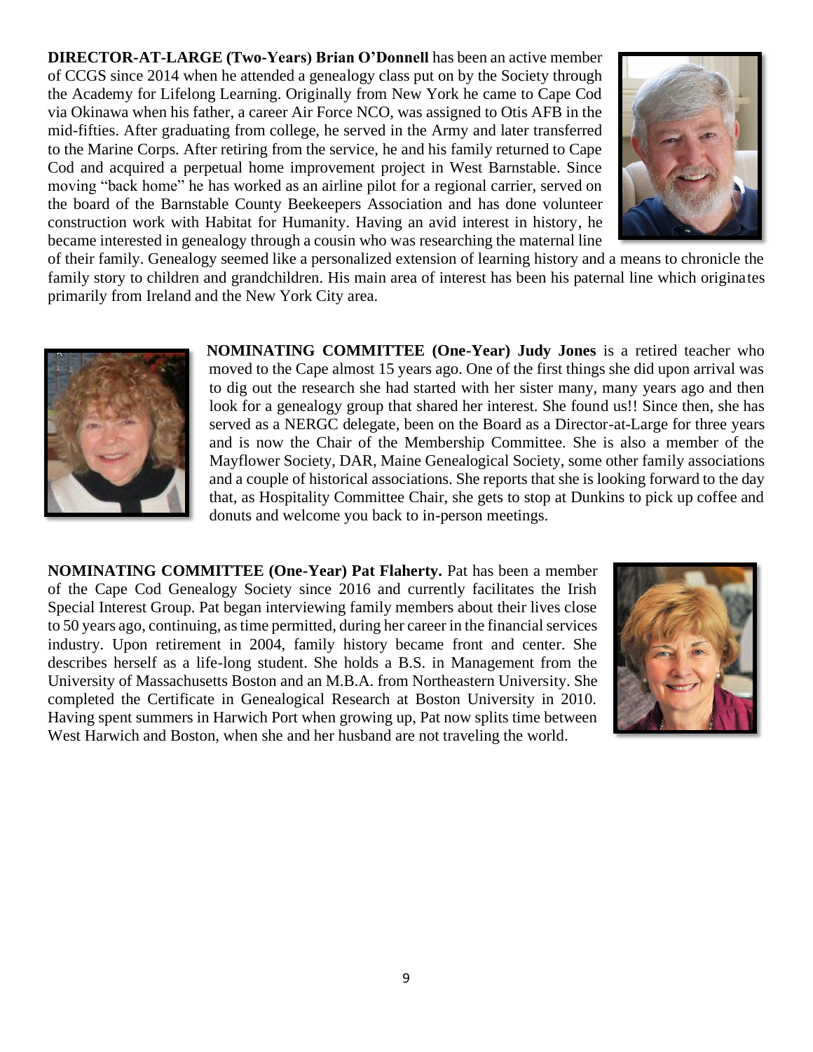**DIRECTOR-AT-LARGE (Two-Years) Brian O'Donnell** has been an active member of CCGS since 2014 when he attended a genealogy class put on by the Society through the Academy for Lifelong Learning. Originally from New York he came to Cape Cod via Okinawa when his father, a career Air Force NCO, was assigned to Otis AFB in the mid-fifties. After graduating from college, he served in the Army and later transferred to the Marine Corps. After retiring from the service, he and his family returned to Cape Cod and acquired a perpetual home improvement project in West Barnstable. Since moving "back home" he has worked as an airline pilot for a regional carrier, served on the board of the Barnstable County Beekeepers Association and has done volunteer construction work with Habitat for Humanity. Having an avid interest in history, he became interested in genealogy through a cousin who was researching the maternal line of their family. Genealogy seemed like a personalized extension of learning history and a means to chronicle the family story to children and grandchildren. His main area of interest has been his paternal line which originates primarily from Ireland and the New York City area.

**NOMINATING COMMITTEE (One-Year) Judy Jones** is a retired teacher who moved to the Cape almost 15 years ago. One of the first things she did upon arrival was to dig out the research she had started with her sister many, many years ago and then look for a genealogy group that shared her interest. She found us!! Since then, she has served as a NERGC delegate, been on the Board as a Director-at-Large for three years and is now the Chair of the Membership Committee. She is also a member of the Mayflower Society, DAR, Maine Genealogical Society, some other family associations and a couple of historical associations. She reports that she is looking forward to the day that, as Hospitality Committee Chair, she gets to stop at Dunkins to pick up coffee and donuts and welcome you back to in-person meetings.

**NOMINATING COMMITTEE (One-Year) Pat Flaherty.** Pat has been a member of the Cape Cod Genealogy Society since 2016 and currently facilitates the Irish Special Interest Group. Pat began interviewing family members about their lives close to 50 years ago, continuing, as time permitted, during her career in the financial services industry. Upon retirement in 2004, family history became front and center. She describes herself as a life-long student. She holds a B.S. in Management from the University of Massachusetts Boston and an M.B.A. from Northeastern University. She completed the Certificate in Genealogical Research at Boston University in 2010. Having spent summers in Harwich Port when growing up, Pat now splits time between West Harwich and Boston, when she and her husband are not traveling the world.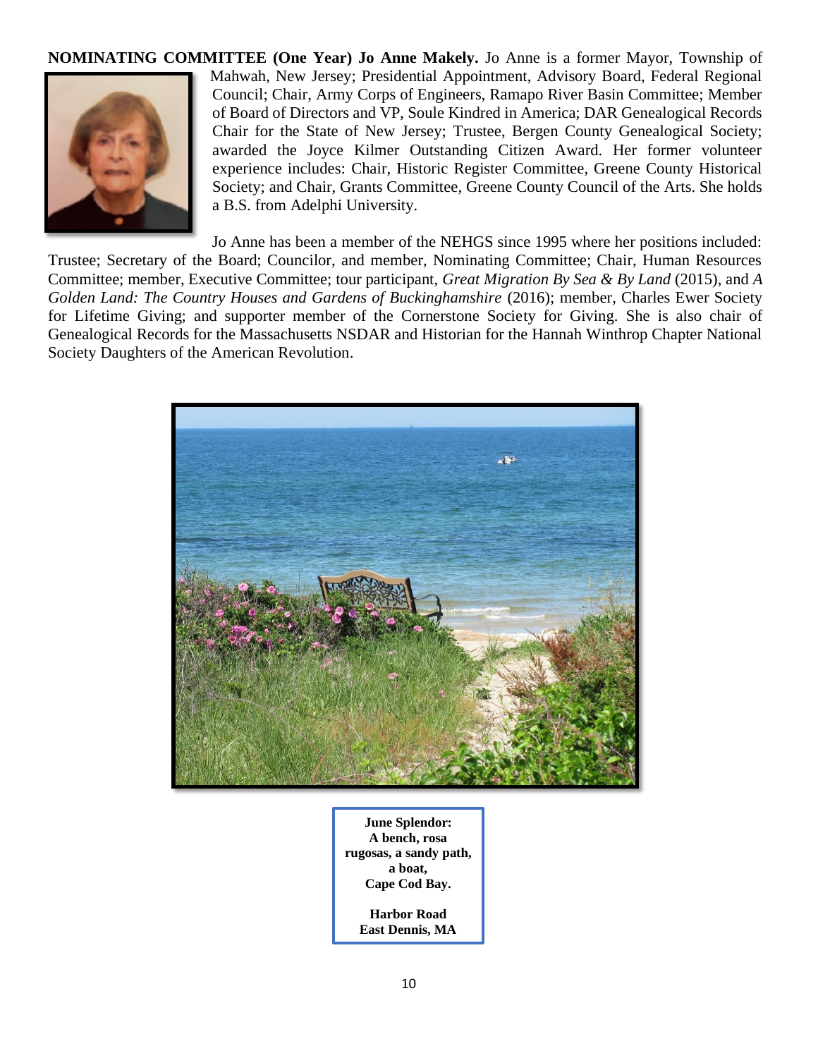**NOMINATING COMMITTEE (One Year) Jo Anne Makely.** Jo Anne is a former Mayor, Township of Mahwah, New Jersey; Presidential Appointment, Advisory Board, Federal Regional Council; Chair, Army Corps of Engineers, Ramapo River Basin Committee; Member of Board of Directors and VP, Soule Kindred in America; DAR Genealogical Records Chair for the State of New Jersey; Trustee, Bergen County Genealogical Society; awarded the Joyce Kilmer Outstanding Citizen Award. Her former volunteer experience includes: Chair, Historic Register Committee, Greene County Historical Society; and Chair, Grants Committee, Greene County Council of the Arts. She holds a B.S. from Adelphi University.

Jo Anne has been a member of the NEHGS since 1995 where her positions included: Trustee; Secretary of the Board; Councilor, and member, Nominating Committee; Chair, Human Resources Committee; member, Executive Committee; tour participant, *Great Migration By Sea & By Land* (2015), and *A Golden Land: The Country Houses and Gardens of Buckinghamshire* (2016); member, Charles Ewer Society for Lifetime Giving; and supporter member of the Cornerstone Society for Giving. She is also chair of Genealogical Records for the Massachusetts NSDAR and Historian for the Hannah Winthrop Chapter National Society Daughters of the American Revolution.

**June Splendor: A bench, rosa rugosas, a sandy path, a boat, Cape Cod Bay.**

**Harbor Road East Dennis, MA**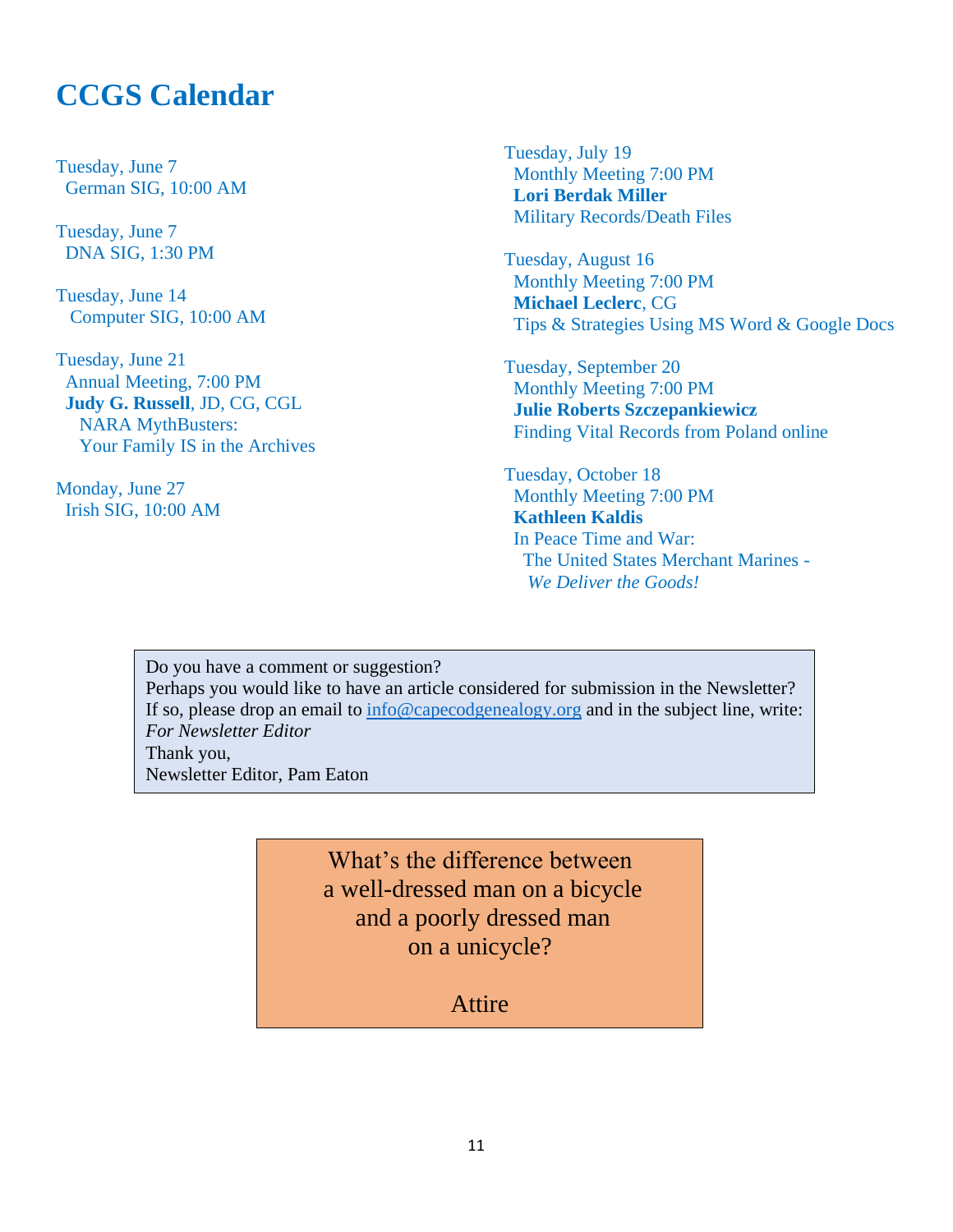# CCGS Calendar

Tuesday, June 7
German SIG, 10:00 AM

Tuesday, June 7
DNA SIG, 1:30 PM

Tuesday, June 14
Computer SIG, 10:00 AM

Tuesday, June 21
Annual Meeting, 7:00 PM
**Judy G. Russell**, JD, CG, CGL
NARA MythBusters:
Your Family IS in the Archives

Monday, June 27
Irish SIG, 10:00 AM

Tuesday, July 19
Monthly Meeting 7:00 PM
**Lori Berdak Miller**
Military Records/Death Files

Tuesday, August 16
Monthly Meeting 7:00 PM
**Michael Leclerc**, CG
Tips & Strategies Using MS Word & Google Docs

Tuesday, September 20
Monthly Meeting 7:00 PM
**Julie Roberts Szczepankiewicz**
Finding Vital Records from Poland online

Tuesday, October 18
Monthly Meeting 7:00 PM
**Kathleen Kaldis**
In Peace Time and War:
The United States Merchant Marines -
*We Deliver the Goods!*

Do you have a comment or suggestion?
Perhaps you would like to have an article considered for submission in the Newsletter?
If so, please drop an email to info@capecodgenealogy.org and in the subject line, write:
*For Newsletter Editor*
Thank you,
Newsletter Editor, Pam Eaton

What's the difference between
a well-dressed man on a bicycle
and a poorly dressed man
on a unicycle?

Attire